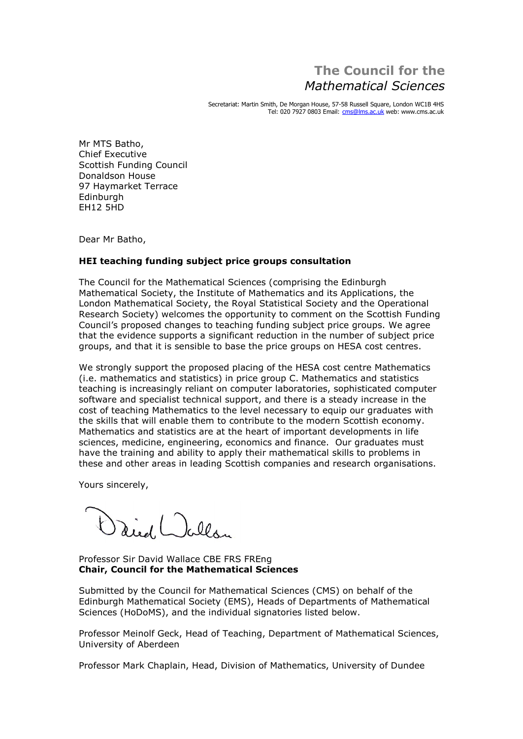# The Council for the *Mathematical Sciences*

Secretariat: Martin Smith, De Morgan House, 57-58 Russell Square, London WC1B 4HS
Tel: 020 7927 0803 Email: cms@lms.ac.uk web: www.cms.ac.uk

Mr MTS Batho,
Chief Executive
Scottish Funding Council
Donaldson House
97 Haymarket Terrace
Edinburgh
EH12 5HD

Dear Mr Batho,

**HEI teaching funding subject price groups consultation**

The Council for the Mathematical Sciences (comprising the Edinburgh Mathematical Society, the Institute of Mathematics and its Applications, the London Mathematical Society, the Royal Statistical Society and the Operational Research Society) welcomes the opportunity to comment on the Scottish Funding Council's proposed changes to teaching funding subject price groups. We agree that the evidence supports a significant reduction in the number of subject price groups, and that it is sensible to base the price groups on HESA cost centres.

We strongly support the proposed placing of the HESA cost centre Mathematics (i.e. mathematics and statistics) in price group C. Mathematics and statistics teaching is increasingly reliant on computer laboratories, sophisticated computer software and specialist technical support, and there is a steady increase in the cost of teaching Mathematics to the level necessary to equip our graduates with the skills that will enable them to contribute to the modern Scottish economy. Mathematics and statistics are at the heart of important developments in life sciences, medicine, engineering, economics and finance. Our graduates must have the training and ability to apply their mathematical skills to problems in these and other areas in leading Scottish companies and research organisations.

Yours sincerely,

David Wallace

Professor Sir David Wallace CBE FRS FREng
**Chair, Council for the Mathematical Sciences**

Submitted by the Council for Mathematical Sciences (CMS) on behalf of the Edinburgh Mathematical Society (EMS), Heads of Departments of Mathematical Sciences (HoDoMS), and the individual signatories listed below.

Professor Meinolf Geck, Head of Teaching, Department of Mathematical Sciences, University of Aberdeen

Professor Mark Chaplain, Head, Division of Mathematics, University of Dundee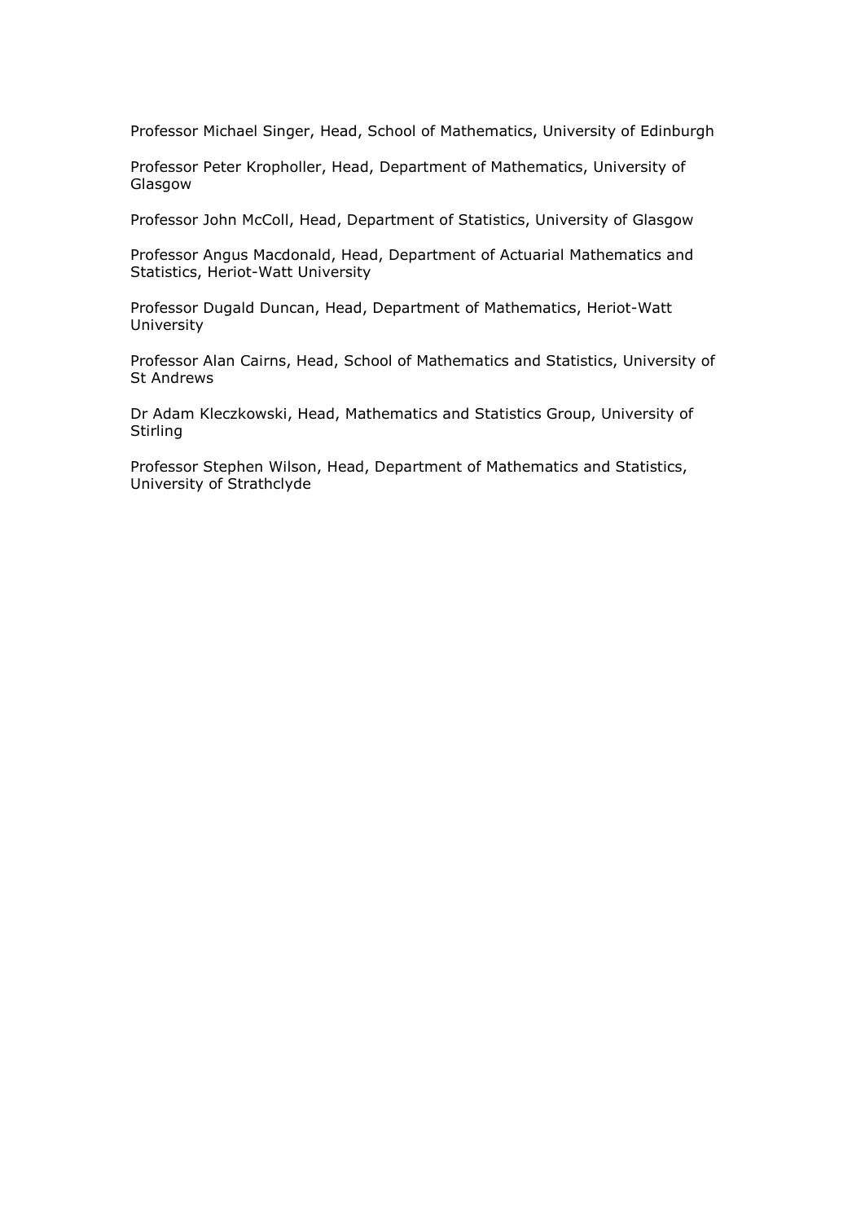Professor Michael Singer, Head, School of Mathematics, University of Edinburgh

Professor Peter Kropholler, Head, Department of Mathematics, University of Glasgow

Professor John McColl, Head, Department of Statistics, University of Glasgow

Professor Angus Macdonald, Head, Department of Actuarial Mathematics and Statistics, Heriot-Watt University

Professor Dugald Duncan, Head, Department of Mathematics, Heriot-Watt University

Professor Alan Cairns, Head, School of Mathematics and Statistics, University of St Andrews

Dr Adam Kleczkowski, Head, Mathematics and Statistics Group, University of Stirling

Professor Stephen Wilson, Head, Department of Mathematics and Statistics, University of Strathclyde